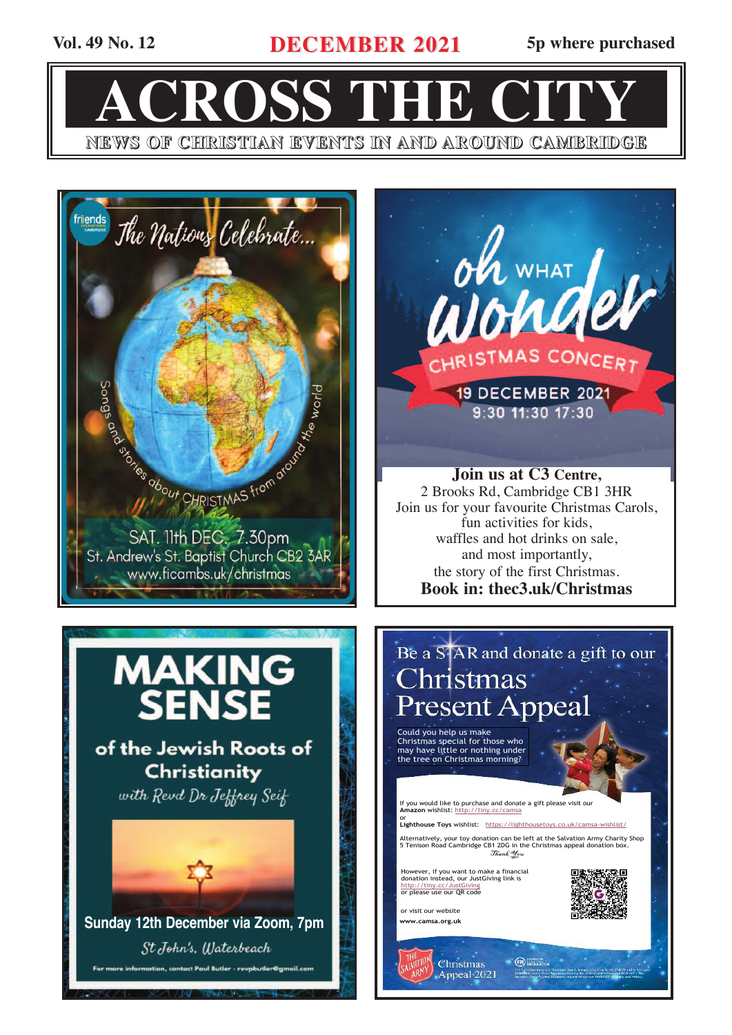Vol. 49 No. 12 **DECEMBER 2021** 5p where purchased

# ACROSS THE CITY

NEWS OF CHRISTIAN EVENTS IN AND AROUND CAMBRIDGE

friends International Cambridge

*The Nations Celebrate...*

Songs and stories about CHRISTMAS from around the world

SAT. 11th DEC. 7.30pm
St. Andrew's St. Baptist Church CB2 3AR
www.ficambs.uk/christmas

oh WHAT wonder

CHRISTMAS CONCERT

19 DECEMBER 2021
9:30 11:30 17:30

**Join us at C3 Centre,**
2 Brooks Rd, Cambridge CB1 3HR
Join us for your favourite Christmas Carols,
fun activities for kids,
waffles and hot drinks on sale,
and most importantly,
the story of the first Christmas.
**Book in: thec3.uk/Christmas**

## MAKING SENSE

### of the Jewish Roots of Christianity

*with Revd Dr Jeffrey Seif*

**Sunday 12th December via Zoom, 7pm**

*St John's, Waterbeach*

For more information, contact Paul Butler - revpbutler@gmail.com

Be a STAR and donate a gift to our

## Christmas Present Appeal

Could you help us make Christmas special for those who may have little or nothing under the tree on Christmas morning?

If you would like to purchase and donate a gift please visit our **Amazon** wishlist: http://tiny.cc/camsa
or
**Lighthouse Toys** wishlist: https://lighthousetoys.co.uk/camsa-wishlist/

Alternatively, your toy donation can be left at the Salvation Army Charity Shop 5 Tenison Road Cambridge CB1 2DG in the Christmas appeal donation box.

*Thank You*

However, if you want to make a financial donation instead, our JustGiving link is http://tiny.cc/JustGiving
or please use our QR code

or visit our website
**www.camsa.org.uk**

The Salvation Army — Christmas Appeal 2021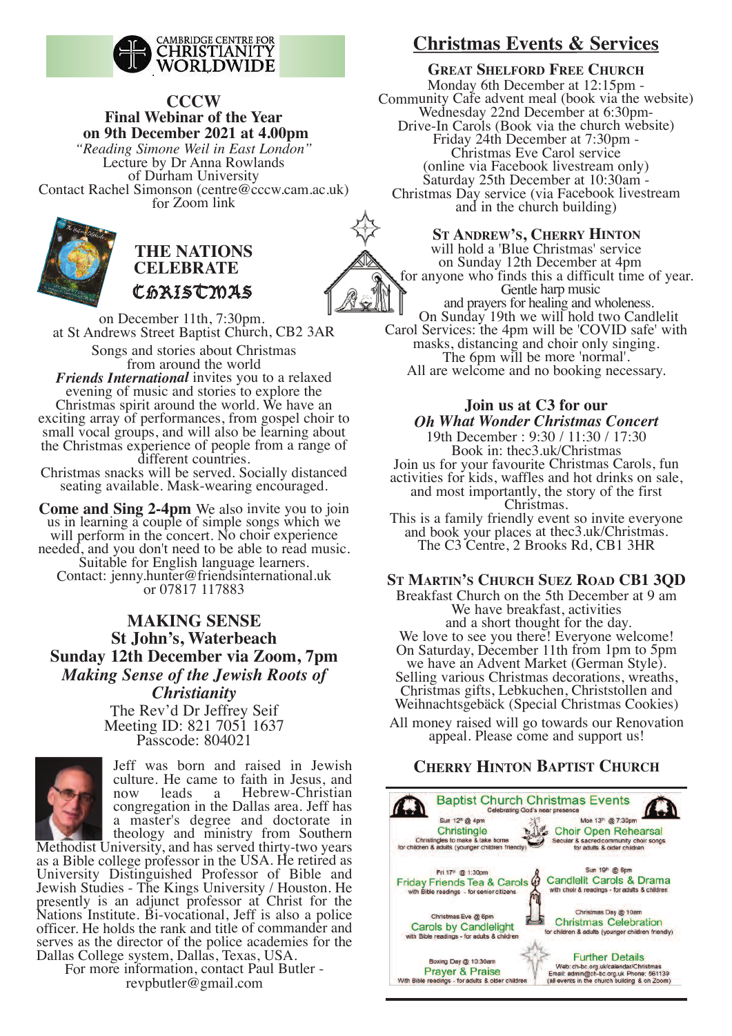CAMBRIDGE CENTRE FOR CHRISTIANITY WORLDWIDE

## CCCW
## Final Webinar of the Year
## on 9th December 2021 at 4.00pm

*"Reading Simone Weil in East London"*
Lecture by Dr Anna Rowlands
of Durham University
Contact Rachel Simonson (centre@cccw.cam.ac.uk) for Zoom link

## THE NATIONS CELEBRATE CHRISTMAS

on December 11th, 7:30pm.
at St Andrews Street Baptist Church, CB2 3AR

Songs and stories about Christmas from around the world

***Friends International*** invites you to a relaxed evening of music and stories to explore the Christmas spirit around the world. We have an exciting array of performances, from gospel choir to small vocal groups, and will also be learning about the Christmas experience of people from a range of different countries.
Christmas snacks will be served. Socially distanced seating available. Mask-wearing encouraged.

**Come and Sing 2-4pm** We also invite you to join us in learning a couple of simple songs which we will perform in the concert. No choir experience needed, and you don't need to be able to read music. Suitable for English language learners.
Contact: jenny.hunter@friendsinternational.uk or 07817 117883

## MAKING SENSE
## St John's, Waterbeach
## Sunday 12th December via Zoom, 7pm
### *Making Sense of the Jewish Roots of Christianity*

The Rev'd Dr Jeffrey Seif
Meeting ID: 821 7051 1637
Passcode: 804021

Jeff was born and raised in Jewish culture. He came to faith in Jesus, and now leads a Hebrew-Christian congregation in the Dallas area. Jeff has a master's degree and doctorate in theology and ministry from Southern Methodist University, and has served thirty-two years as a Bible college professor in the USA. He retired as University Distinguished Professor of Bible and Jewish Studies - The Kings University / Houston. He presently is an adjunct professor at Christ for the Nations Institute. Bi-vocational, Jeff is also a police officer. He holds the rank and title of commander and serves as the director of the police academies for the Dallas College system, Dallas, Texas, USA.
For more information, contact Paul Butler - revpbutler@gmail.com

# Christmas Events & Services

### GREAT SHELFORD FREE CHURCH

Monday 6th December at 12:15pm - Community Cafe advent meal (book via the website)
Wednesday 22nd December at 6:30pm- Drive-In Carols (Book via the church website)
Friday 24th December at 7:30pm - Christmas Eve Carol service (online via Facebook livestream only)
Saturday 25th December at 10:30am - Christmas Day service (via Facebook livestream and in the church building)

### ST ANDREW'S, CHERRY HINTON

will hold a 'Blue Christmas' service on Sunday 12th December at 4pm for anyone who finds this a difficult time of year.
Gentle harp music and prayers for healing and wholeness.
On Sunday 19th we will hold two Candlelit Carol Services: the 4pm will be 'COVID safe' with masks, distancing and choir only singing. The 6pm will be more 'normal'.
All are welcome and no booking necessary.

### Join us at C3 for our
### *Oh What Wonder Christmas Concert*

19th December : 9:30 / 11:30 / 17:30
Book in: thec3.uk/Christmas
Join us for your favourite Christmas Carols, fun activities for kids, waffles and hot drinks on sale, and most importantly, the story of the first Christmas.
This is a family friendly event so invite everyone and book your places at thec3.uk/Christmas.
The C3 Centre, 2 Brooks Rd, CB1 3HR

### ST MARTIN'S CHURCH SUEZ ROAD CB1 3QD

Breakfast Church on the 5th December at 9 am
We have breakfast, activities and a short thought for the day.
We love to see you there! Everyone welcome!
On Saturday, December 11th from 1pm to 5pm we have an Advent Market (German Style). Selling various Christmas decorations, wreaths, Christmas gifts, Lebkuchen, Christstollen and Weihnachtsgebäck (Special Christmas Cookies)
All money raised will go towards our Renovation appeal. Please come and support us!

### CHERRY HINTON BAPTIST CHURCH

**Baptist Church Christmas Events**
Celebrating God's near presence

- Sun 12th @ 4pm — **Christingle** — Christingles to make & take home for children & adults (younger children friendly)
- Mon 13th @ 7:30pm — **Choir Open Rehearsal** — Secular & sacred community choir songs for adults & older children
- Fri 17th @ 1:30pm — **Friday Friends Tea & Carols** — with Bible readings - for senior citizens
- Sun 19th @ 6pm — **Candlelit Carols & Drama** — with choir & readings - for adults & children
- Christmas Eve @ 6pm — **Carols by Candlelight** — with Bible readings - for adults & children
- Christmas Day @ 10am — **Christmas Celebration** — for children & adults (younger children friendly)
- Boxing Day @ 10:30am — **Prayer & Praise** — With Bible readings - for adults & older children

**Further Details**
Web: ch-bc.org.uk/calendar/Christmas
Email: admin@ch-bc.org.uk Phone: 561139
(all events in the church building & on Zoom)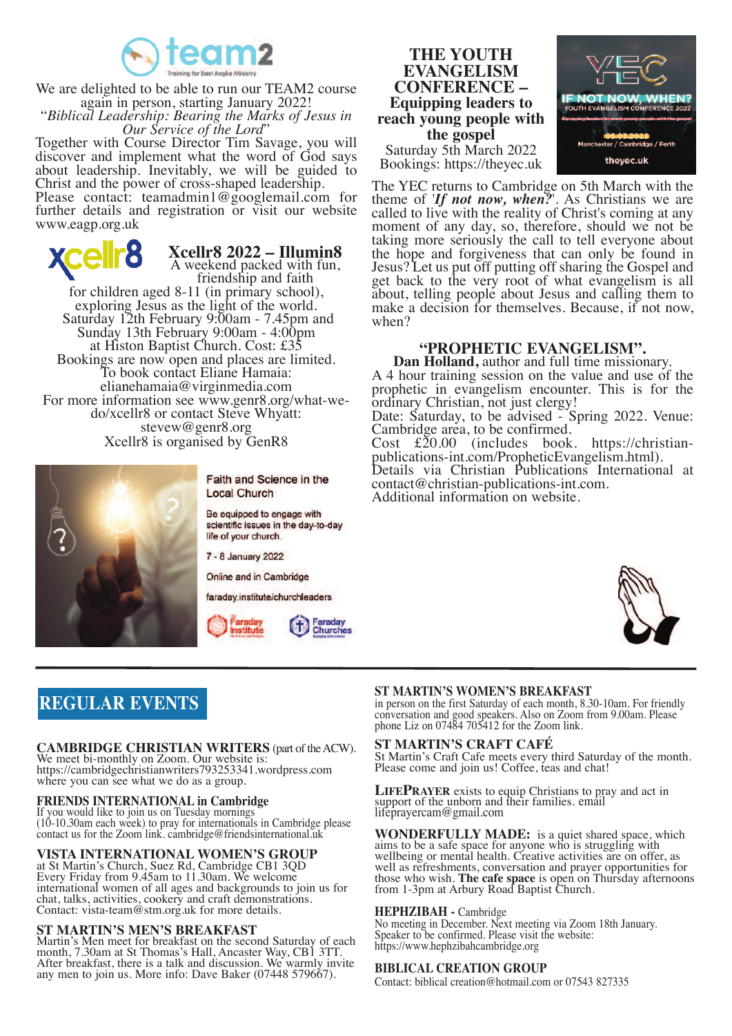team2

Training for East Anglia Ministry

We are delighted to be able to run our TEAM2 course again in person, starting January 2022!

"*Biblical Leadership: Bearing the Marks of Jesus in Our Service of the Lord*"

Together with Course Director Tim Savage, you will discover and implement what the word of God says about leadership. Inevitably, we will be guided to Christ and the power of cross-shaped leadership. Please contact: teamadmin1@googlemail.com for further details and registration or visit our website www.eagp.org.uk

## Xcellr8 2022 – Illumin8

A weekend packed with fun, friendship and faith for children aged 8-11 (in primary school), exploring Jesus as the light of the world.
Saturday 12th February 9:00am - 7.45pm and Sunday 13th February 9:00am - 4:00pm at Histon Baptist Church. Cost: £35
Bookings are now open and places are limited.
To book contact Eliane Hamaia: elianehamaia@virginmedia.com
For more information see www.genr8.org/what-we-do/xcellr8 or contact Steve Whyatt: stevew@genr8.org
Xcellr8 is organised by GenR8

**Faith and Science in the Local Church**

Be equipped to engage with scientific issues in the day-to-day life of your church.

7 - 8 January 2022

Online and in Cambridge

faraday.institute/churchleaders

Faraday Institute · Faraday Churches

## THE YOUTH EVANGELISM CONFERENCE – Equipping leaders to reach young people with the gospel

Saturday 5th March 2022
Bookings: https://theyec.uk

The YEC returns to Cambridge on 5th March with the theme of '***If not now, when?***'. As Christians we are called to live with the reality of Christ's coming at any moment of any day, so, therefore, should we not be taking more seriously the call to tell everyone about the hope and forgiveness that can only be found in Jesus? Let us put off putting off sharing the Gospel and get back to the very root of what evangelism is all about, telling people about Jesus and calling them to make a decision for themselves. Because, if not now, when?

## "PROPHETIC EVANGELISM".

**Dan Holland,** author and full time missionary.
A 4 hour training session on the value and use of the prophetic in evangelism encounter. This is for the ordinary Christian, not just clergy!
Date: Saturday, to be advised - Spring 2022. Venue: Cambridge area, to be confirmed.
Cost £20.00 (includes book. https://christian-publications-int.com/PropheticEvangelism.html).
Details via Christian Publications International at contact@christian-publications-int.com.
Additional information on website.

# REGULAR EVENTS

**CAMBRIDGE CHRISTIAN WRITERS** (part of the ACW).
We meet bi-monthly on Zoom. Our website is: https://cambridgechristianwriters793253341.wordpress.com where you can see what we do as a group.

**FRIENDS INTERNATIONAL in Cambridge**
If you would like to join us on Tuesday mornings (10-10.30am each week) to pray for internationals in Cambridge please contact us for the Zoom link. cambridge@friendsinternational.uk

**VISTA INTERNATIONAL WOMEN'S GROUP**
at St Martin's Church, Suez Rd, Cambridge CB1 3QD
Every Friday from 9.45am to 11.30am. We welcome international women of all ages and backgrounds to join us for chat, talks, activities, cookery and craft demonstrations.
Contact: vista-team@stm.org.uk for more details.

**ST MARTIN'S MEN'S BREAKFAST**
Martin's Men meet for breakfast on the second Saturday of each month, 7.30am at St Thomas's Hall, Ancaster Way, CB1 3TT. After breakfast, there is a talk and discussion. We warmly invite any men to join us. More info: Dave Baker (07448 579667).

**ST MARTIN'S WOMEN'S BREAKFAST**
in person on the first Saturday of each month, 8.30-10am. For friendly conversation and good speakers. Also on Zoom from 9.00am. Please phone Liz on 07484 705412 for the Zoom link.

**ST MARTIN'S CRAFT CAFÉ**
St Martin's Craft Cafe meets every third Saturday of the month. Please come and join us! Coffee, teas and chat!

**LIFEPRAYER** exists to equip Christians to pray and act in support of the unborn and their families. email lifeprayercam@gmail.com

**WONDERFULLY MADE:** is a quiet shared space, which aims to be a safe space for anyone who is struggling with wellbeing or mental health. Creative activities are on offer, as well as refreshments, conversation and prayer opportunities for those who wish. **The cafe space** is open on Thursday afternoons from 1-3pm at Arbury Road Baptist Church.

**HEPHZIBAH** - Cambridge
No meeting in December. Next meeting via Zoom 18th January. Speaker to be confirmed. Please visit the website: https://www.hephzibahcambridge.org

**BIBLICAL CREATION GROUP**
Contact: biblical creation@hotmail.com or 07543 827335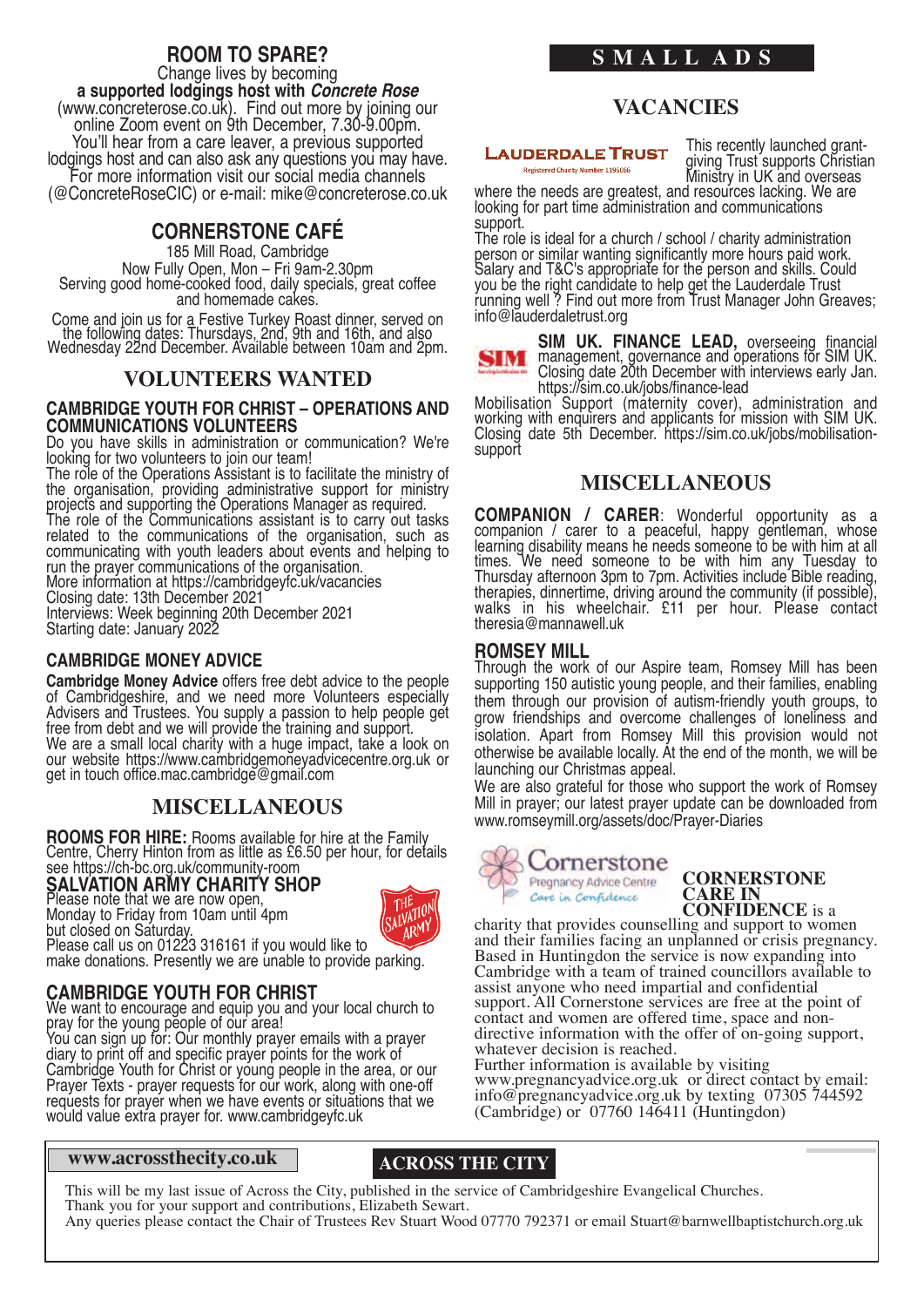## ROOM TO SPARE?

Change lives by becoming
**a supported lodgings host with *Concrete Rose***
(www.concreterose.co.uk). Find out more by joining our online Zoom event on 9th December, 7.30-9.00pm. You'll hear from a care leaver, a previous supported lodgings host and can also ask any questions you may have. For more information visit our social media channels (@ConcreteRoseCIC) or e-mail: mike@concreterose.co.uk

## CORNERSTONE CAFÉ

185 Mill Road, Cambridge
Now Fully Open, Mon – Fri 9am-2.30pm
Serving good home-cooked food, daily specials, great coffee and homemade cakes.

Come and join us for a Festive Turkey Roast dinner, served on the following dates: Thursdays, 2nd, 9th and 16th, and also Wednesday 22nd December. Available between 10am and 2pm.

## VOLUNTEERS WANTED

### CAMBRIDGE YOUTH FOR CHRIST – OPERATIONS AND COMMUNICATIONS VOLUNTEERS

Do you have skills in administration or communication? We're looking for two volunteers to join our team!
The role of the Operations Assistant is to facilitate the ministry of the organisation, providing administrative support for ministry projects and supporting the Operations Manager as required.
The role of the Communications assistant is to carry out tasks related to the communications of the organisation, such as communicating with youth leaders about events and helping to run the prayer communications of the organisation.
More information at https://cambridgeyfc.uk/vacancies
Closing date: 13th December 2021
Interviews: Week beginning 20th December 2021
Starting date: January 2022

### CAMBRIDGE MONEY ADVICE

**Cambridge Money Advice** offers free debt advice to the people of Cambridgeshire, and we need more Volunteers especially Advisers and Trustees. You supply a passion to help people get free from debt and we will provide the training and support.
We are a small local charity with a huge impact, take a look on our website https://www.cambridgemoneyadvicecentre.org.uk or get in touch office.mac.cambridge@gmail.com

## MISCELLANEOUS

**ROOMS FOR HIRE:** Rooms available for hire at the Family Centre, Cherry Hinton from as little as £6.50 per hour, for details see https://ch-bc.org.uk/community-room

**SALVATION ARMY CHARITY SHOP**
Please note that we are now open,
Monday to Friday from 10am until 4pm
but closed on Saturday.
Please call us on 01223 316161 if you would like to make donations. Presently we are unable to provide parking.

**CAMBRIDGE YOUTH FOR CHRIST**
We want to encourage and equip you and your local church to pray for the young people of our area!
You can sign up for: Our monthly prayer emails with a prayer diary to print off and specific prayer points for the week of Cambridge Youth for Christ or young people in the area, or our Prayer Texts - prayer requests for our work, along with one-off requests for prayer when we have events or situations that we would value extra prayer for. www.cambridgeyfc.uk

# SMALL ADS

## VACANCIES

**LAUDERDALE TRUST**
Registered Charity Number 1195066

This recently launched grant-giving Trust supports Christian Ministry in UK and overseas where the needs are greatest, and resources lacking. We are looking for part time administration and communications support.
The role is ideal for a church / school / charity administration person or similar wanting significantly more hours paid work. Salary and T&C's appropriate for the person and skills. Could you be the right candidate to help get the Lauderdale Trust running well ? Find out more from Trust Manager John Greaves; info@lauderdaletrust.org

**SIM UK. FINANCE LEAD,** overseeing financial management, governance and operations for SIM UK. Closing date 20th December with interviews early Jan. https://sim.co.uk/jobs/finance-lead
Mobilisation Support (maternity cover), administration and working with enquirers and applicants for mission with SIM UK. Closing date 5th December. https://sim.co.uk/jobs/mobilisation-support

## MISCELLANEOUS

**COMPANION / CARER**: Wonderful opportunity as a companion / carer to a peaceful, happy gentleman, whose learning disability means he needs someone to be with him at all times. We need someone to be with him any Tuesday to Thursday afternoon 3pm to 7pm. Activities include Bible reading, therapies, dinnertime, driving around the community (if possible), walks in his wheelchair. £11 per hour. Please contact theresia@mannawell.uk

**ROMSEY MILL**
Through the work of our Aspire team, Romsey Mill has been supporting 150 autistic young people, and their families, enabling them through our provision of autism-friendly youth groups, to grow friendships and overcome challenges of loneliness and isolation. Apart from Romsey Mill this provision would not otherwise be available locally. At the end of the month, we will be launching our Christmas appeal.
We are also grateful for those who support the work of Romsey Mill in prayer; our latest prayer update can be downloaded from www.romseymill.org/assets/doc/Prayer-Diaries

Cornerstone
Pregnancy Advice Centre
*Care in Confidence*

**CORNERSTONE CARE IN CONFIDENCE** is a charity that provides counselling and support to women and their families facing an unplanned or crisis pregnancy. Based in Huntingdon the service is now expanding into Cambridge with a team of trained councillors available to assist anyone who need impartial and confidential support. All Cornerstone services are free at the point of contact and women are offered time, space and non-directive information with the offer of on-going support, whatever decision is reached.
Further information is available by visiting www.pregnancyadvice.org.uk or direct contact by email: info@pregnancyadvice.org.uk by texting 07305 744592 (Cambridge) or 07760 146411 (Huntingdon)

**www.acrossthecity.co.uk** **ACROSS THE CITY**

This will be my last issue of Across the City, published in the service of Cambridgeshire Evangelical Churches.
Thank you for your support and contributions, Elizabeth Sewart.
Any queries please contact the Chair of Trustees Rev Stuart Wood 07770 792371 or email Stuart@barnwellbaptistchurch.org.uk